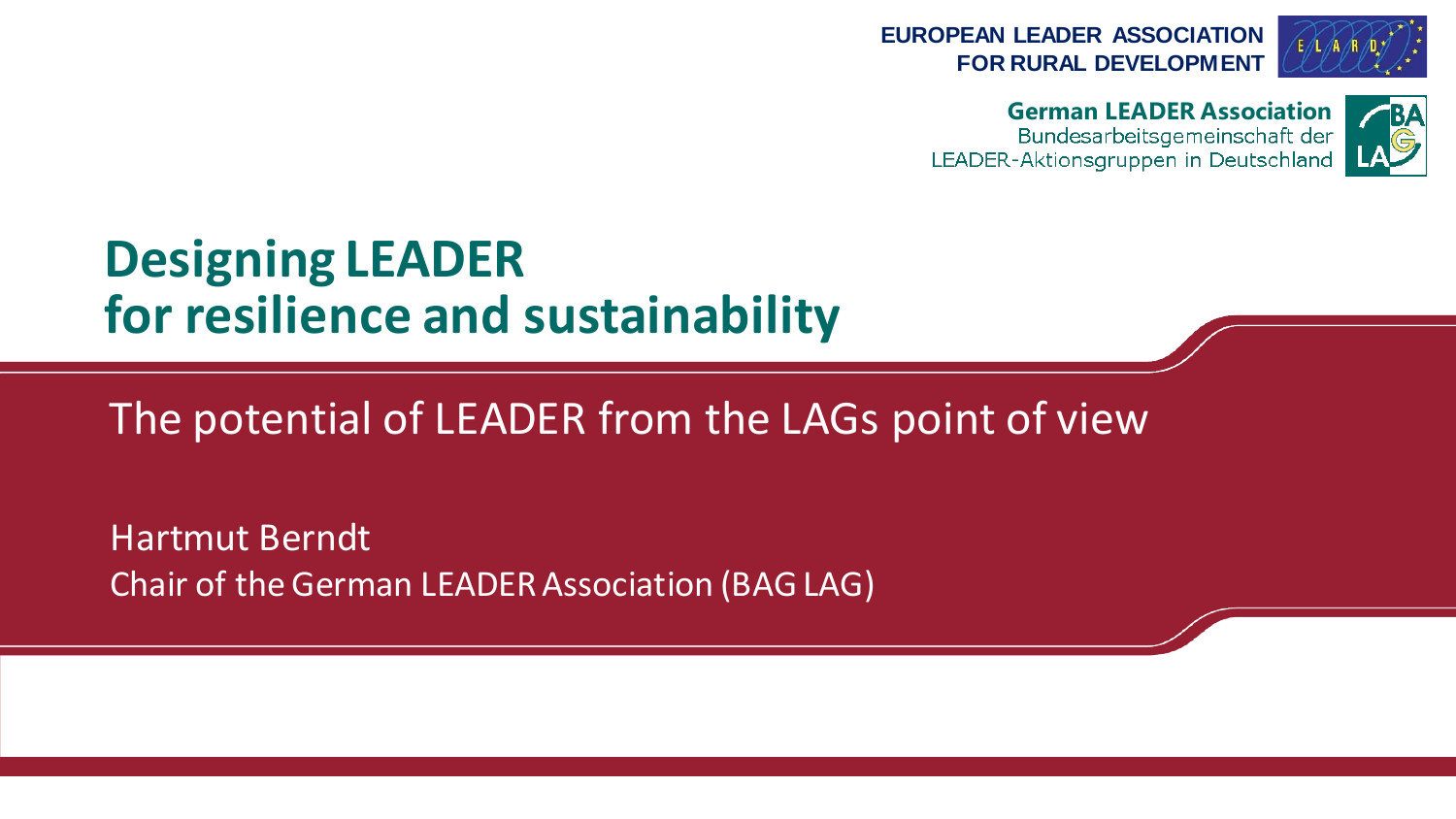EUROPEAN LEADER ASSOCIATION FOR RURAL DEVELOPMENT

**German LEADER Association**
Bundesarbeitsgemeinschaft der LEADER-Aktionsgruppen in Deutschland

# Designing LEADER for resilience and sustainability

## The potential of LEADER from the LAGs point of view

Hartmut Berndt
Chair of the German LEADER Association (BAG LAG)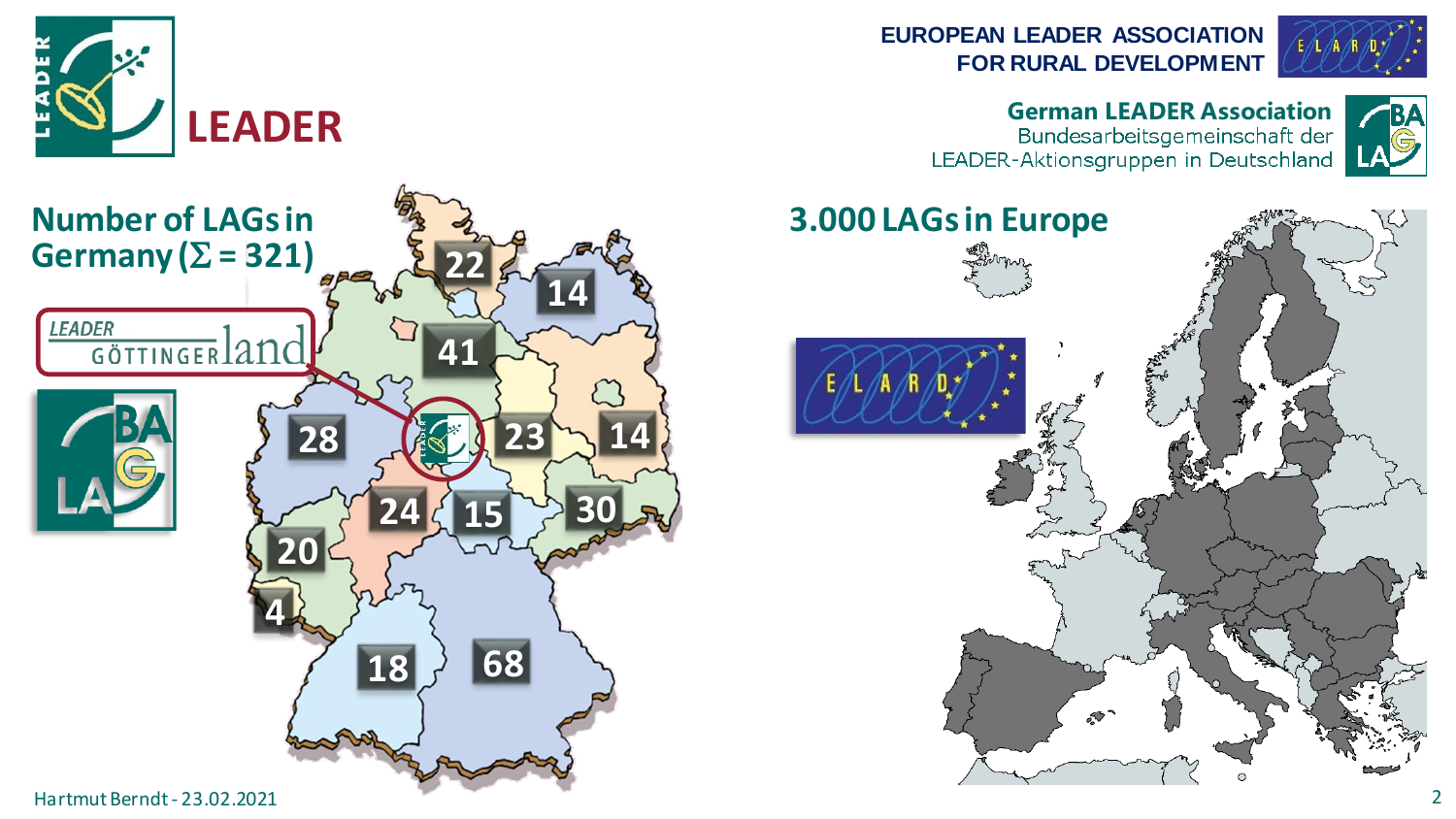**LEADER**

**EUROPEAN LEADER ASSOCIATION FOR RURAL DEVELOPMENT**

**German LEADER Association**
Bundesarbeitsgemeinschaft der LEADER-Aktionsgruppen in Deutschland

## Number of LAGs in Germany (Σ = 321)

LEADER GÖTTINGERland

22, 14, 41, 28, 23, 14, 24, 15, 30, 20, 4, 18, 68

## 3.000 LAGs in Europe

ELARD

Hartmut Berndt - 23.02.2021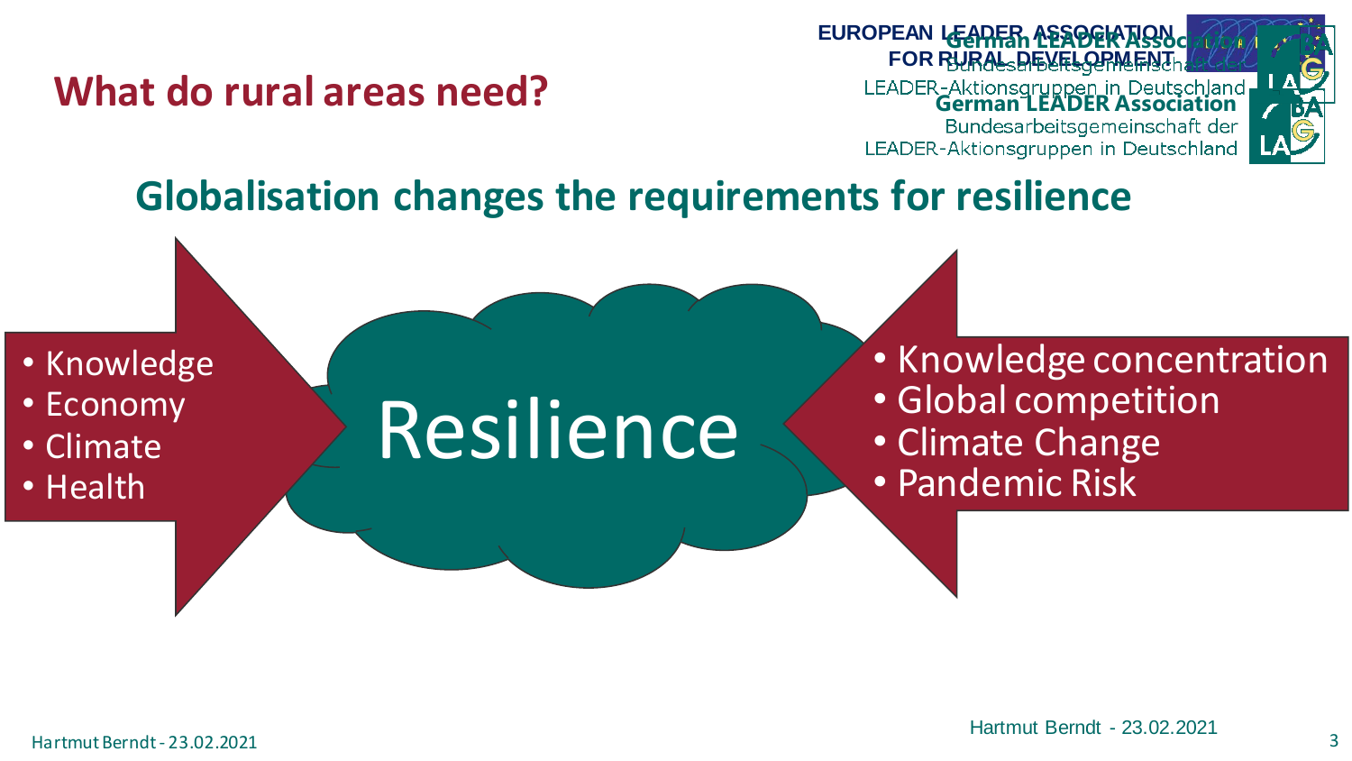# What do rural areas need?

## Globalisation changes the requirements for resilience

- Knowledge
- Economy
- Climate
- Health

Resilience

- Knowledge concentration
- Global competition
- Climate Change
- Pandemic Risk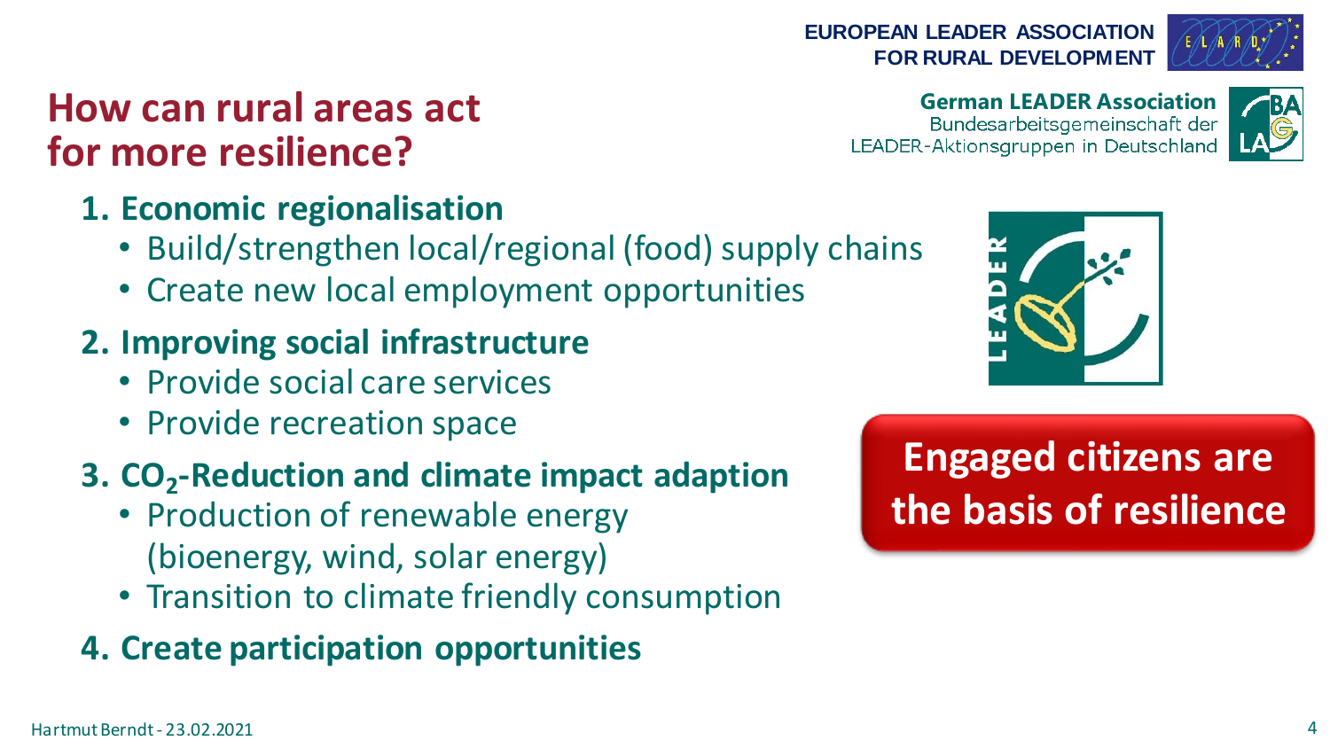EUROPEAN LEADER ASSOCIATION FOR RURAL DEVELOPMENT

German LEADER Association
Bundesarbeitsgemeinschaft der LEADER-Aktionsgruppen in Deutschland

## How can rural areas act for more resilience?

1. **Economic regionalisation**
   - Build/strengthen local/regional (food) supply chains
   - Create new local employment opportunities
2. **Improving social infrastructure**
   - Provide social care services
   - Provide recreation space
3. **$CO_2$-Reduction and climate impact adaption**
   - Production of renewable energy (bioenergy, wind, solar energy)
   - Transition to climate friendly consumption
4. **Create participation opportunities**

**Engaged citizens are the basis of resilience**

Hartmut Berndt - 23.02.2021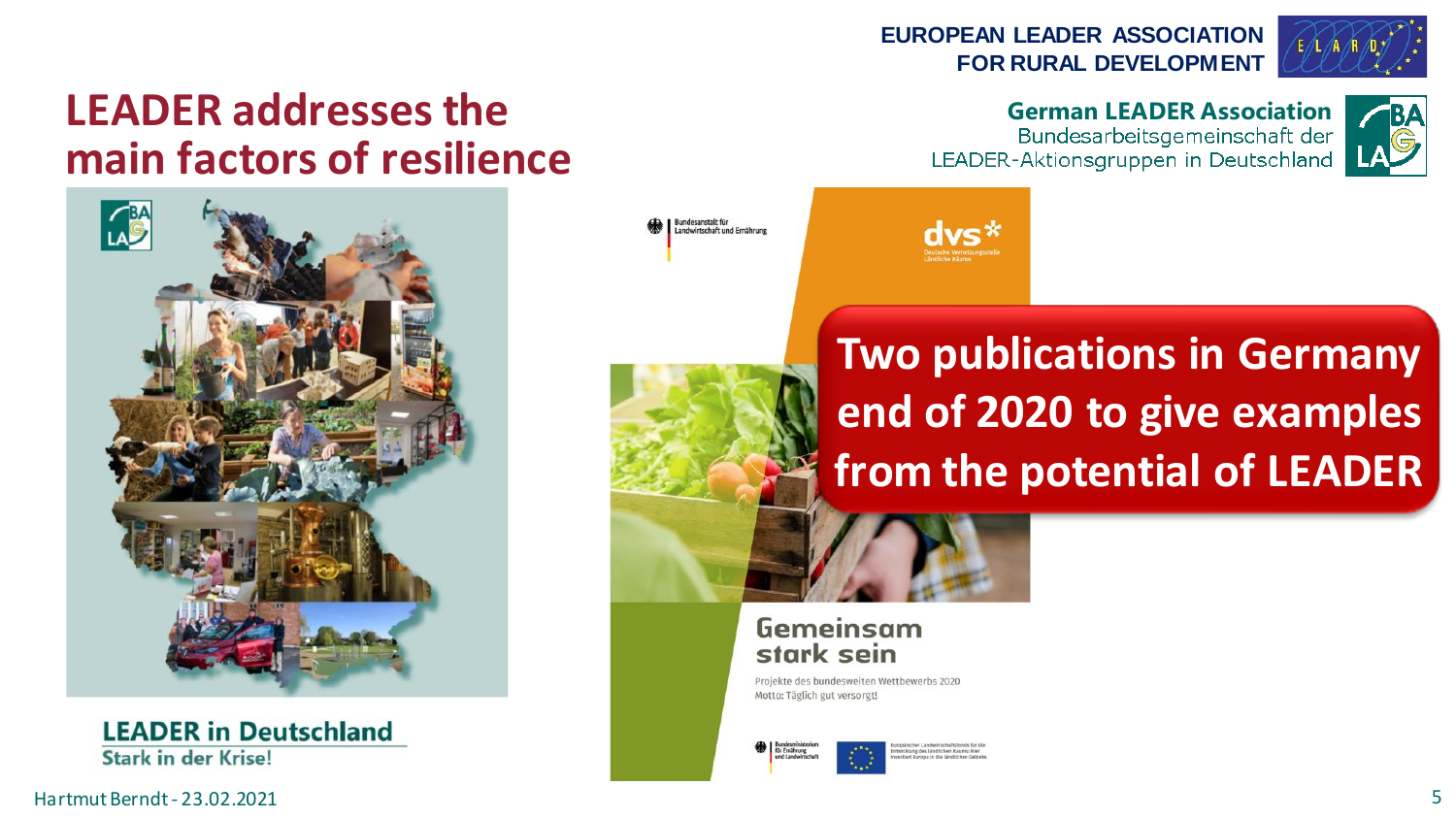EUROPEAN LEADER ASSOCIATION FOR RURAL DEVELOPMENT

German LEADER Association
Bundesarbeitsgemeinschaft der LEADER-Aktionsgruppen in Deutschland

# LEADER addresses the main factors of resilience

**LEADER in Deutschland**
Stark in der Krise!

Bundesanstalt für Landwirtschaft und Ernährung

dvs*
Deutsche Vernetzungsstelle Ländliche Räume

**Two publications in Germany end of 2020 to give examples from the potential of LEADER**

**Gemeinsam stark sein**

Projekte des bundesweiten Wettbewerbs 2020
Motto: Täglich gut versorgt!

Bundesministerium für Ernährung und Landwirtschaft

Europäischer Landwirtschaftsfonds für die Entwicklung des ländlichen Raums: Hier investiert Europa in die ländlichen Gebiete.

Hartmut Berndt - 23.02.2021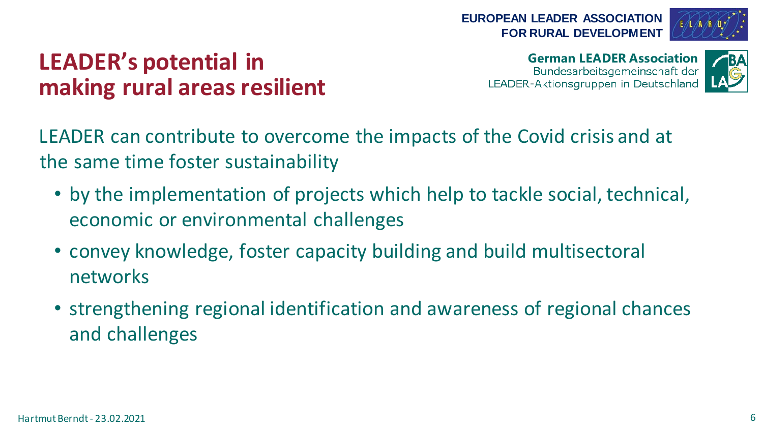# LEADER's potential in making rural areas resilient

EUROPEAN LEADER ASSOCIATION FOR RURAL DEVELOPMENT

**German LEADER Association**
Bundesarbeitsgemeinschaft der LEADER-Aktionsgruppen in Deutschland

LEADER can contribute to overcome the impacts of the Covid crisis and at the same time foster sustainability

- by the implementation of projects which help to tackle social, technical, economic or environmental challenges
- convey knowledge, foster capacity building and build multisectoral networks
- strengthening regional identification and awareness of regional chances and challenges

Hartmut Berndt - 23.02.2021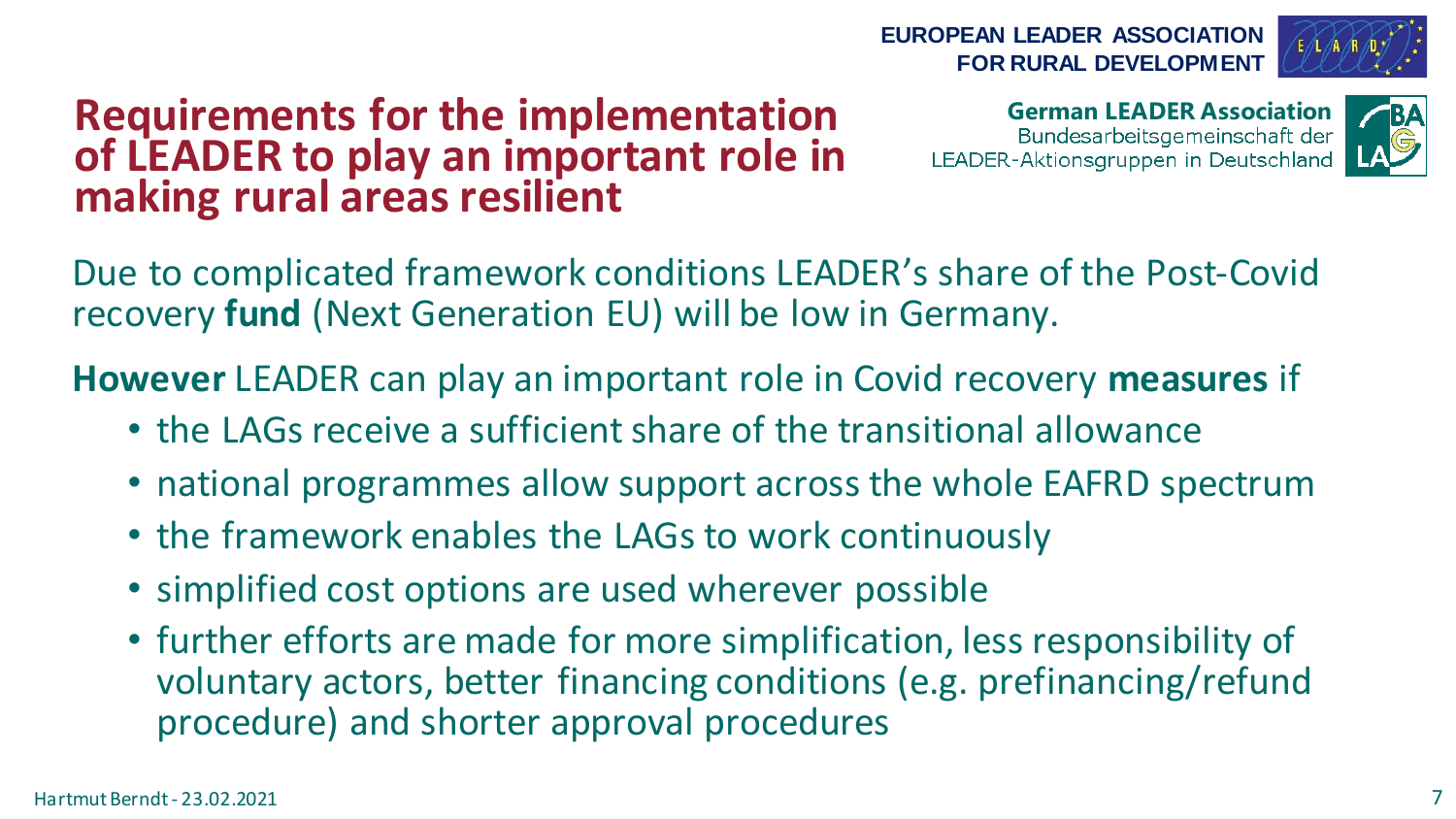EUROPEAN LEADER ASSOCIATION FOR RURAL DEVELOPMENT

**German LEADER Association**
Bundesarbeitsgemeinschaft der LEADER-Aktionsgruppen in Deutschland

# Requirements for the implementation of LEADER to play an important role in making rural areas resilient

Due to complicated framework conditions LEADER's share of the Post-Covid recovery **fund** (Next Generation EU) will be low in Germany.

**However** LEADER can play an important role in Covid recovery **measures** if

- the LAGs receive a sufficient share of the transitional allowance
- national programmes allow support across the whole EAFRD spectrum
- the framework enables the LAGs to work continuously
- simplified cost options are used wherever possible
- further efforts are made for more simplification, less responsibility of voluntary actors, better financing conditions (e.g. prefinancing/refund procedure) and shorter approval procedures

Hartmut Berndt - 23.02.2021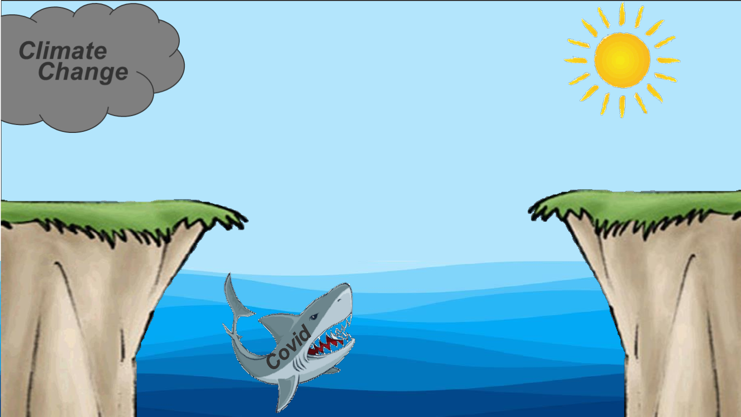Climate Change

Covid